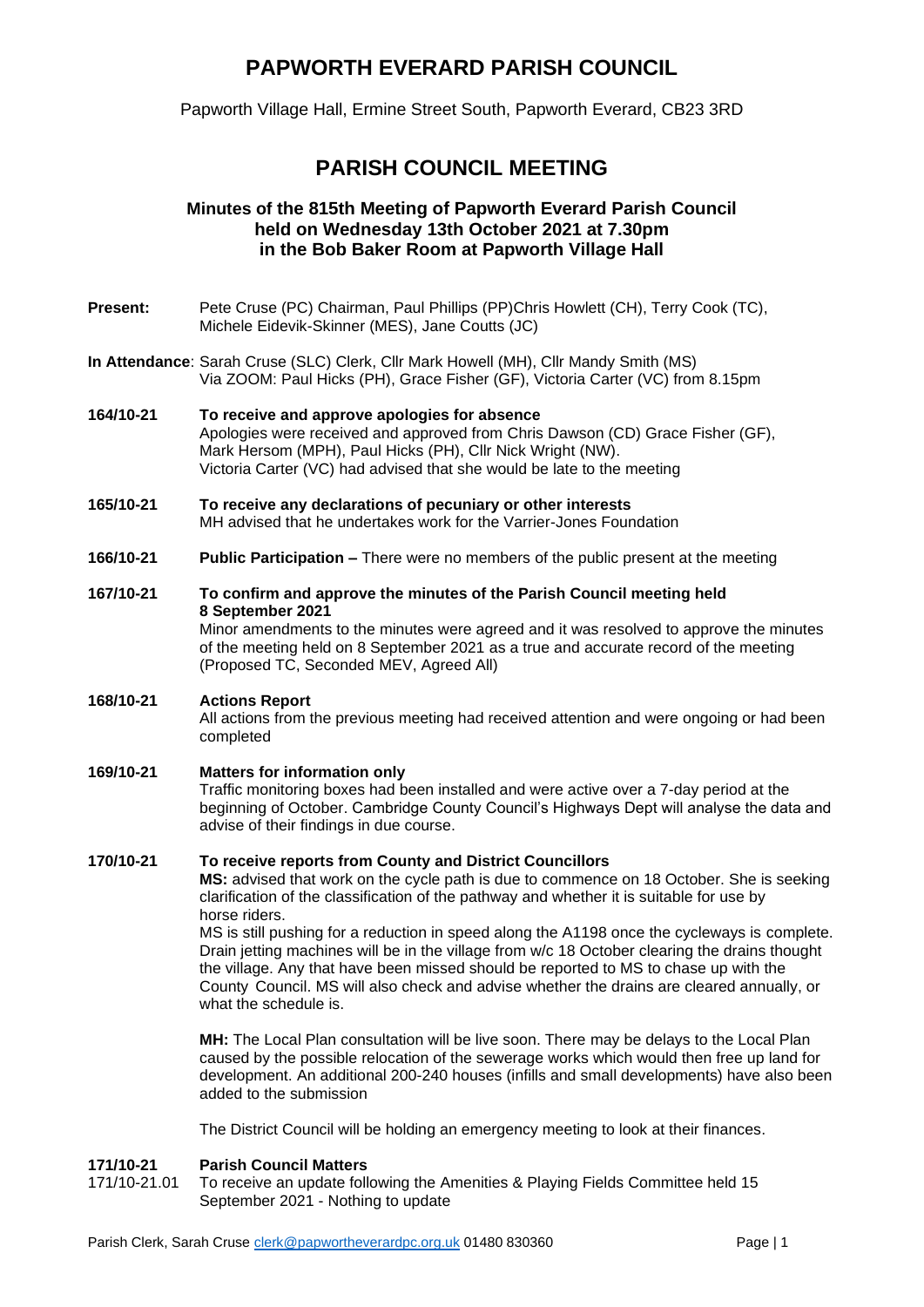# PAPWORTH EVERARD PARISH COUNCIL

Papworth Village Hall, Ermine Street South, Papworth Everard, CB23 3RD

## PARISH COUNCIL MEETING

### Minutes of the 815th Meeting of Papworth Everard Parish Council held on Wednesday 13th October 2021 at 7.30pm in the Bob Baker Room at Papworth Village Hall

**Present:** Pete Cruse (PC) Chairman, Paul Phillips (PP)Chris Howlett (CH), Terry Cook (TC), Michele Eidevik-Skinner (MES), Jane Coutts (JC)

**In Attendance**: Sarah Cruse (SLC) Clerk, Cllr Mark Howell (MH), Cllr Mandy Smith (MS)
Via ZOOM: Paul Hicks (PH), Grace Fisher (GF), Victoria Carter (VC) from 8.15pm

**164/10-21** **To receive and approve apologies for absence**
Apologies were received and approved from Chris Dawson (CD) Grace Fisher (GF), Mark Hersom (MPH), Paul Hicks (PH), Cllr Nick Wright (NW).
Victoria Carter (VC) had advised that she would be late to the meeting

**165/10-21** **To receive any declarations of pecuniary or other interests**
MH advised that he undertakes work for the Varrier-Jones Foundation

**166/10-21** **Public Participation –** There were no members of the public present at the meeting

**167/10-21** **To confirm and approve the minutes of the Parish Council meeting held 8 September 2021**
Minor amendments to the minutes were agreed and it was resolved to approve the minutes of the meeting held on 8 September 2021 as a true and accurate record of the meeting (Proposed TC, Seconded MEV, Agreed All)

**168/10-21** **Actions Report**
All actions from the previous meeting had received attention and were ongoing or had been completed

**169/10-21** **Matters for information only**
Traffic monitoring boxes had been installed and were active over a 7-day period at the beginning of October. Cambridge County Council's Highways Dept will analyse the data and advise of their findings in due course.

**170/10-21** **To receive reports from County and District Councillors**
**MS:** advised that work on the cycle path is due to commence on 18 October. She is seeking clarification of the classification of the pathway and whether it is suitable for use by horse riders.
MS is still pushing for a reduction in speed along the A1198 once the cycleways is complete. Drain jetting machines will be in the village from w/c 18 October clearing the drains thought the village. Any that have been missed should be reported to MS to chase up with the County Council. MS will also check and advise whether the drains are cleared annually, or what the schedule is.

**MH:** The Local Plan consultation will be live soon. There may be delays to the Local Plan caused by the possible relocation of the sewerage works which would then free up land for development. An additional 200-240 houses (infills and small developments) have also been added to the submission

The District Council will be holding an emergency meeting to look at their finances.

**171/10-21** **Parish Council Matters**
171/10-21.01 To receive an update following the Amenities & Playing Fields Committee held 15 September 2021 - Nothing to update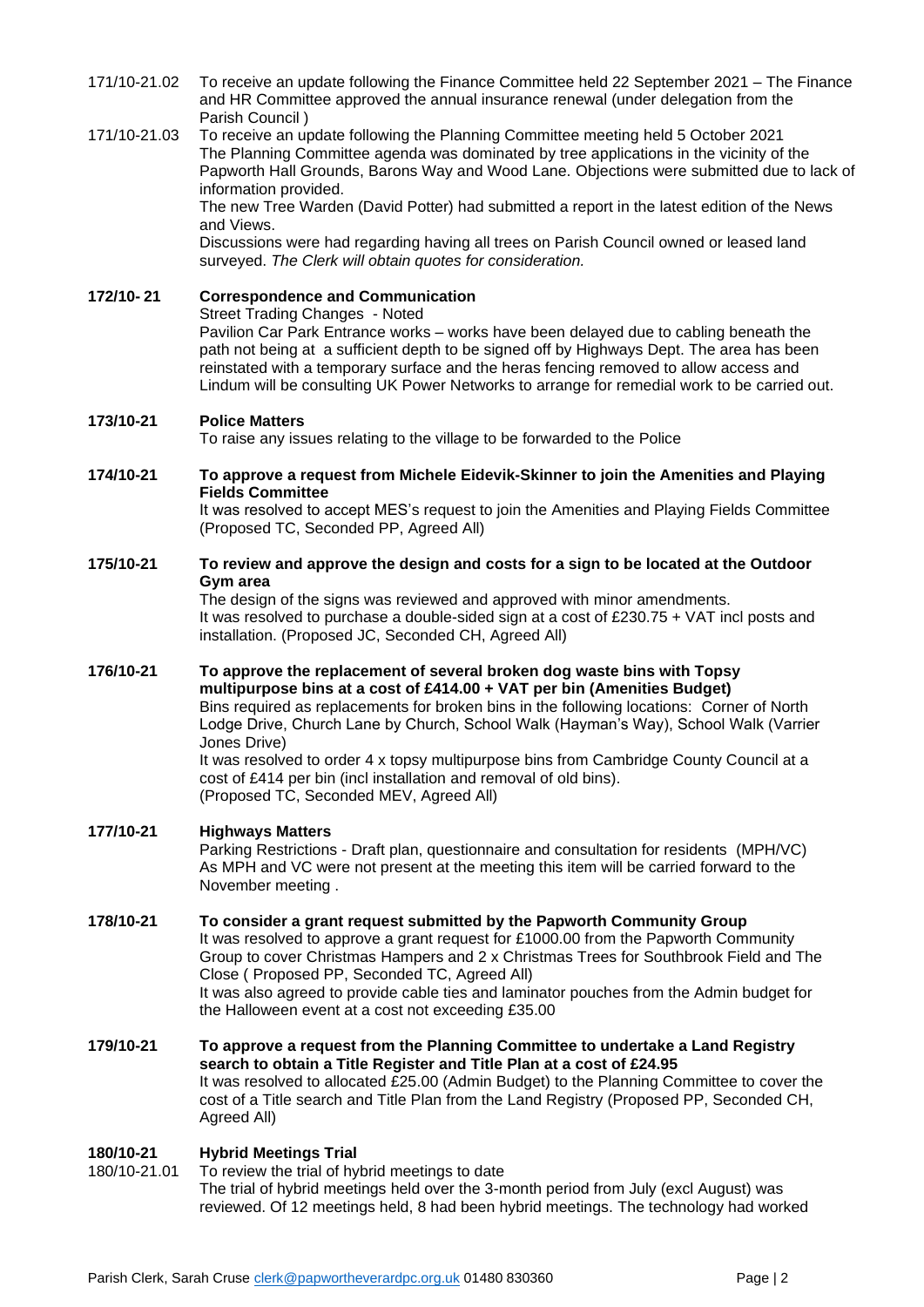171/10-21.02 To receive an update following the Finance Committee held 22 September 2021 – The Finance and HR Committee approved the annual insurance renewal (under delegation from the Parish Council )

171/10-21.03 To receive an update following the Planning Committee meeting held 5 October 2021
The Planning Committee agenda was dominated by tree applications in the vicinity of the Papworth Hall Grounds, Barons Way and Wood Lane. Objections were submitted due to lack of information provided.
The new Tree Warden (David Potter) had submitted a report in the latest edition of the News and Views.
Discussions were had regarding having all trees on Parish Council owned or leased land surveyed. *The Clerk will obtain quotes for consideration.*

**172/10- 21 Correspondence and Communication**

Street Trading Changes - Noted
Pavilion Car Park Entrance works – works have been delayed due to cabling beneath the path not being at a sufficient depth to be signed off by Highways Dept. The area has been reinstated with a temporary surface and the heras fencing removed to allow access and Lindum will be consulting UK Power Networks to arrange for remedial work to be carried out.

**173/10-21 Police Matters**

To raise any issues relating to the village to be forwarded to the Police

**174/10-21 To approve a request from Michele Eidevik-Skinner to join the Amenities and Playing Fields Committee**

It was resolved to accept MES's request to join the Amenities and Playing Fields Committee (Proposed TC, Seconded PP, Agreed All)

**175/10-21 To review and approve the design and costs for a sign to be located at the Outdoor Gym area**

The design of the signs was reviewed and approved with minor amendments.
It was resolved to purchase a double-sided sign at a cost of £230.75 + VAT incl posts and installation. (Proposed JC, Seconded CH, Agreed All)

**176/10-21 To approve the replacement of several broken dog waste bins with Topsy multipurpose bins at a cost of £414.00 + VAT per bin (Amenities Budget)**

Bins required as replacements for broken bins in the following locations: Corner of North Lodge Drive, Church Lane by Church, School Walk (Hayman's Way), School Walk (Varrier Jones Drive)
It was resolved to order 4 x topsy multipurpose bins from Cambridge County Council at a cost of £414 per bin (incl installation and removal of old bins).
(Proposed TC, Seconded MEV, Agreed All)

**177/10-21 Highways Matters**

Parking Restrictions - Draft plan, questionnaire and consultation for residents (MPH/VC)
As MPH and VC were not present at the meeting this item will be carried forward to the November meeting .

**178/10-21 To consider a grant request submitted by the Papworth Community Group**

It was resolved to approve a grant request for £1000.00 from the Papworth Community Group to cover Christmas Hampers and 2 x Christmas Trees for Southbrook Field and The Close ( Proposed PP, Seconded TC, Agreed All)
It was also agreed to provide cable ties and laminator pouches from the Admin budget for the Halloween event at a cost not exceeding £35.00

**179/10-21 To approve a request from the Planning Committee to undertake a Land Registry search to obtain a Title Register and Title Plan at a cost of £24.95**

It was resolved to allocated £25.00 (Admin Budget) to the Planning Committee to cover the cost of a Title search and Title Plan from the Land Registry (Proposed PP, Seconded CH, Agreed All)

**180/10-21 Hybrid Meetings Trial**

180/10-21.01 To review the trial of hybrid meetings to date
The trial of hybrid meetings held over the 3-month period from July (excl August) was reviewed. Of 12 meetings held, 8 had been hybrid meetings. The technology had worked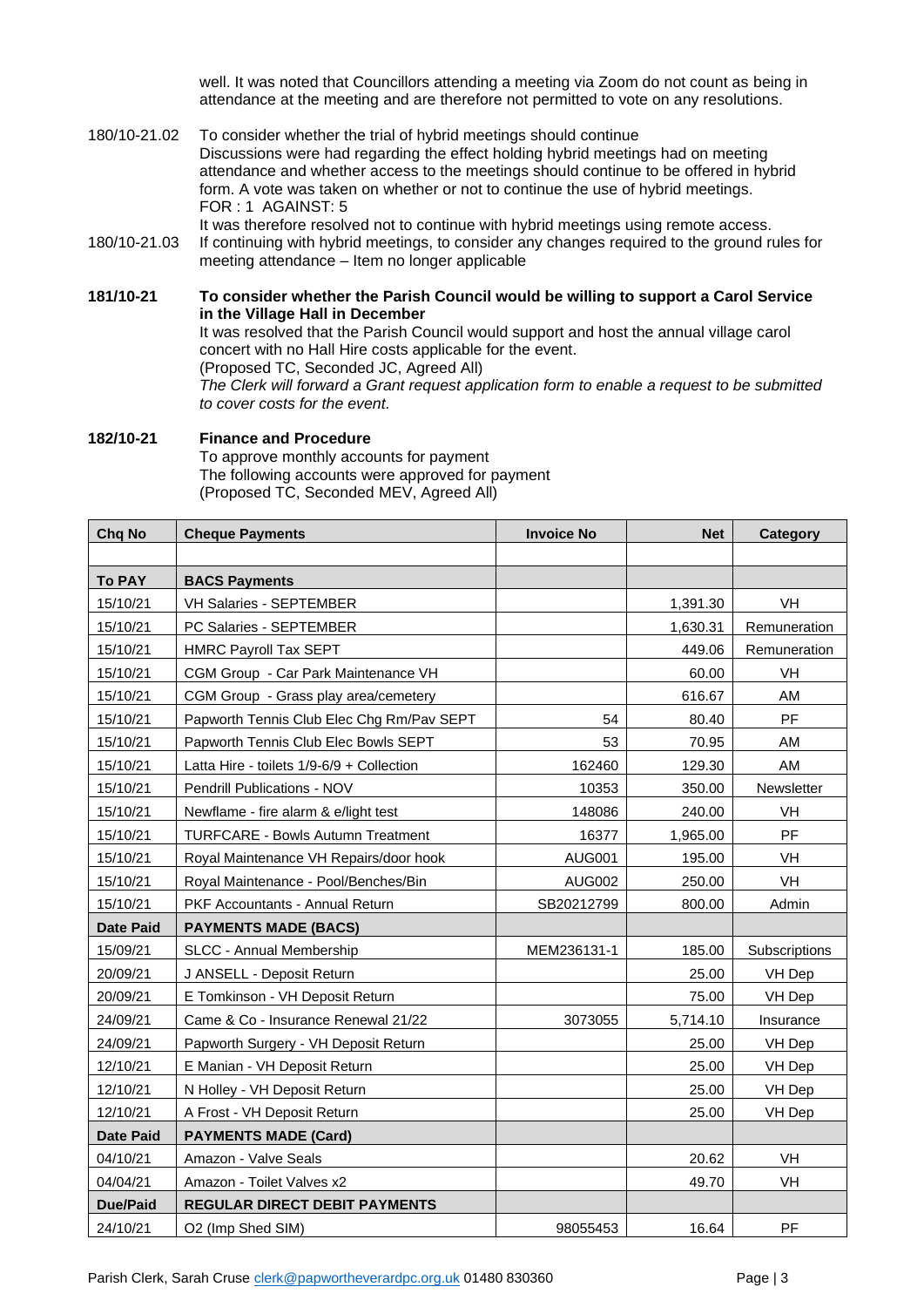well. It was noted that Councillors attending a meeting via Zoom do not count as being in attendance at the meeting and are therefore not permitted to vote on any resolutions.

180/10-21.02 To consider whether the trial of hybrid meetings should continue
Discussions were had regarding the effect holding hybrid meetings had on meeting attendance and whether access to the meetings should continue to be offered in hybrid form. A vote was taken on whether or not to continue the use of hybrid meetings.
FOR : 1 AGAINST: 5
It was therefore resolved not to continue with hybrid meetings using remote access.

180/10-21.03 If continuing with hybrid meetings, to consider any changes required to the ground rules for meeting attendance – Item no longer applicable

**181/10-21 To consider whether the Parish Council would be willing to support a Carol Service in the Village Hall in December**

It was resolved that the Parish Council would support and host the annual village carol concert with no Hall Hire costs applicable for the event.
(Proposed TC, Seconded JC, Agreed All)
*The Clerk will forward a Grant request application form to enable a request to be submitted to cover costs for the event.*

**182/10-21 Finance and Procedure**

To approve monthly accounts for payment
The following accounts were approved for payment
(Proposed TC, Seconded MEV, Agreed All)

| Chq No | Cheque Payments | Invoice No | Net | Category |
|---|---|---|---|---|
| | | | | |
| **To PAY** | **BACS Payments** | | | |
| 15/10/21 | VH Salaries - SEPTEMBER | | 1,391.30 | VH |
| 15/10/21 | PC Salaries - SEPTEMBER | | 1,630.31 | Remuneration |
| 15/10/21 | HMRC Payroll Tax SEPT | | 449.06 | Remuneration |
| 15/10/21 | CGM Group - Car Park Maintenance VH | | 60.00 | VH |
| 15/10/21 | CGM Group - Grass play area/cemetery | | 616.67 | AM |
| 15/10/21 | Papworth Tennis Club Elec Chg Rm/Pav SEPT | 54 | 80.40 | PF |
| 15/10/21 | Papworth Tennis Club Elec Bowls SEPT | 53 | 70.95 | AM |
| 15/10/21 | Latta Hire - toilets 1/9-6/9 + Collection | 162460 | 129.30 | AM |
| 15/10/21 | Pendrill Publications - NOV | 10353 | 350.00 | Newsletter |
| 15/10/21 | Newflame - fire alarm & e/light test | 148086 | 240.00 | VH |
| 15/10/21 | TURFCARE - Bowls Autumn Treatment | 16377 | 1,965.00 | PF |
| 15/10/21 | Royal Maintenance VH Repairs/door hook | AUG001 | 195.00 | VH |
| 15/10/21 | Royal Maintenance - Pool/Benches/Bin | AUG002 | 250.00 | VH |
| 15/10/21 | PKF Accountants - Annual Return | SB20212799 | 800.00 | Admin |
| **Date Paid** | **PAYMENTS MADE (BACS)** | | | |
| 15/09/21 | SLCC - Annual Membership | MEM236131-1 | 185.00 | Subscriptions |
| 20/09/21 | J ANSELL - Deposit Return | | 25.00 | VH Dep |
| 20/09/21 | E Tomkinson - VH Deposit Return | | 75.00 | VH Dep |
| 24/09/21 | Came & Co - Insurance Renewal 21/22 | 3073055 | 5,714.10 | Insurance |
| 24/09/21 | Papworth Surgery - VH Deposit Return | | 25.00 | VH Dep |
| 12/10/21 | E Manian - VH Deposit Return | | 25.00 | VH Dep |
| 12/10/21 | N Holley - VH Deposit Return | | 25.00 | VH Dep |
| 12/10/21 | A Frost - VH Deposit Return | | 25.00 | VH Dep |
| **Date Paid** | **PAYMENTS MADE (Card)** | | | |
| 04/10/21 | Amazon - Valve Seals | | 20.62 | VH |
| 04/04/21 | Amazon - Toilet Valves x2 | | 49.70 | VH |
| **Due/Paid** | **REGULAR DIRECT DEBIT PAYMENTS** | | | |
| 24/10/21 | O2 (Imp Shed SIM) | 98055453 | 16.64 | PF |

Parish Clerk, Sarah Cruse clerk@papwortheverardpc.org.uk 01480 830360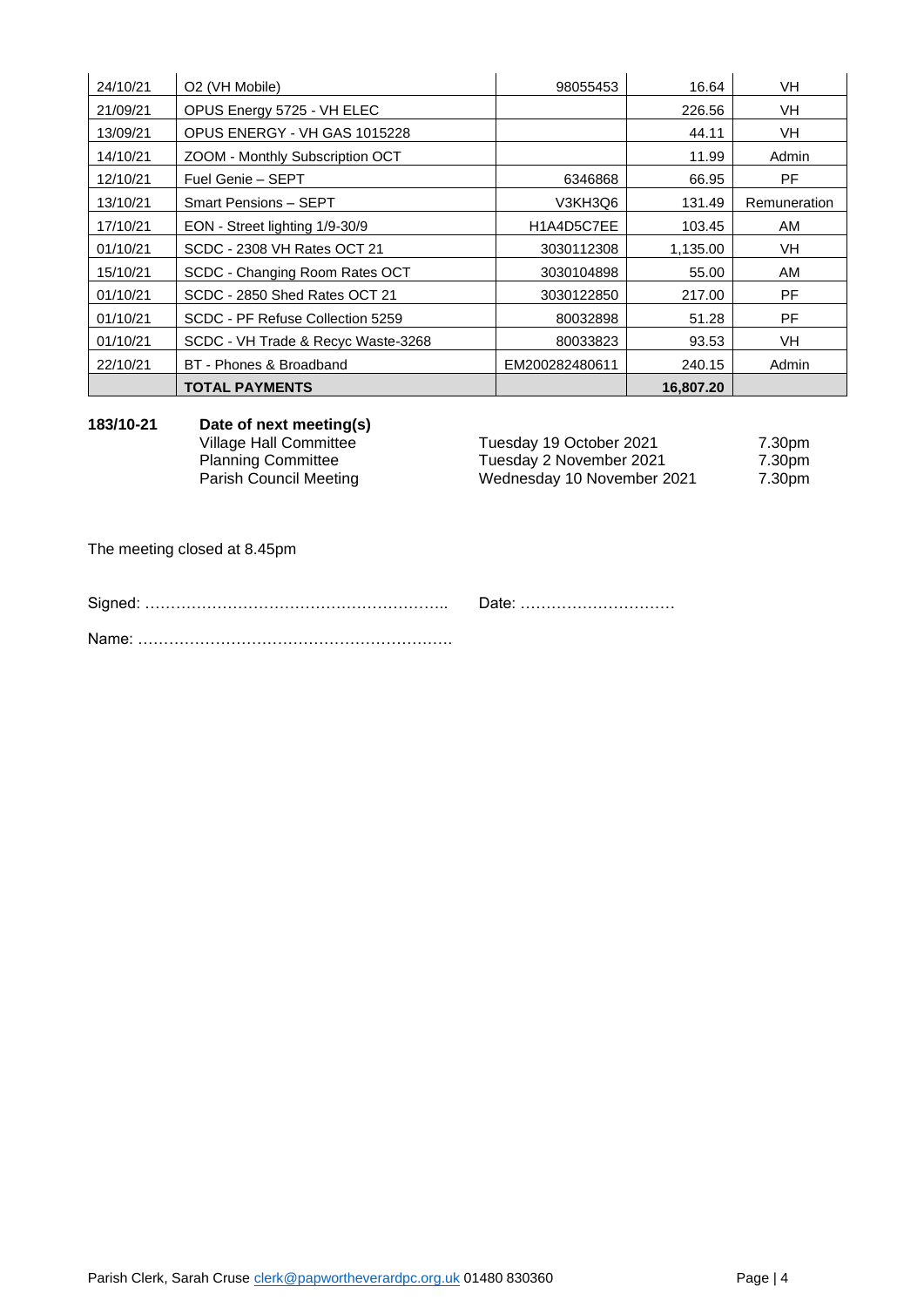| | | | | |
|---|---|---|---|---|
| 24/10/21 | O2 (VH Mobile) | 98055453 | 16.64 | VH |
| 21/09/21 | OPUS Energy 5725 - VH ELEC | | 226.56 | VH |
| 13/09/21 | OPUS ENERGY - VH GAS 1015228 | | 44.11 | VH |
| 14/10/21 | ZOOM - Monthly Subscription OCT | | 11.99 | Admin |
| 12/10/21 | Fuel Genie – SEPT | 6346868 | 66.95 | PF |
| 13/10/21 | Smart Pensions – SEPT | V3KH3Q6 | 131.49 | Remuneration |
| 17/10/21 | EON - Street lighting 1/9-30/9 | H1A4D5C7EE | 103.45 | AM |
| 01/10/21 | SCDC - 2308 VH Rates OCT 21 | 3030112308 | 1,135.00 | VH |
| 15/10/21 | SCDC - Changing Room Rates OCT | 3030104898 | 55.00 | AM |
| 01/10/21 | SCDC - 2850 Shed Rates OCT 21 | 3030122850 | 217.00 | PF |
| 01/10/21 | SCDC - PF Refuse Collection 5259 | 80032898 | 51.28 | PF |
| 01/10/21 | SCDC - VH Trade & Recyc Waste-3268 | 80033823 | 93.53 | VH |
| 22/10/21 | BT - Phones & Broadband | EM200282480611 | 240.15 | Admin |
| | **TOTAL PAYMENTS** | | **16,807.20** | |

**183/10-21 Date of next meeting(s)**

| | | |
|---|---|---|
| Village Hall Committee | Tuesday 19 October 2021 | 7.30pm |
| Planning Committee | Tuesday 2 November 2021 | 7.30pm |
| Parish Council Meeting | Wednesday 10 November 2021 | 7.30pm |

The meeting closed at 8.45pm

Signed: ………………………………………………….. Date: …………………………

Name: ……………………………………………………